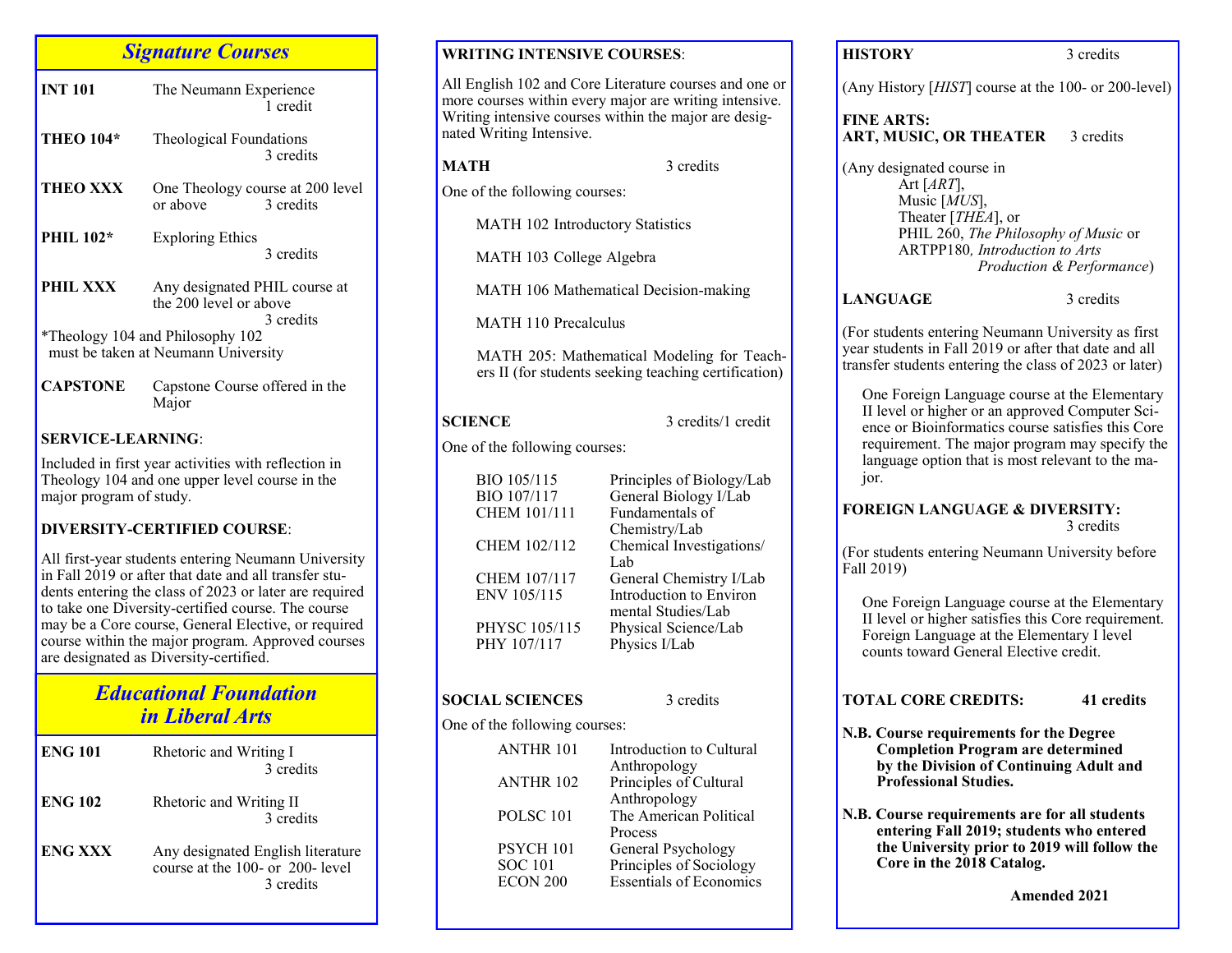## *Signature Courses*

**INT 101** The Neumann Experience — 1 credit

**THEO 104*** Theological Foundations — 3 credits

**THEO XXX** One Theology course at 200 level or above — 3 credits

**PHIL 102*** Exploring Ethics — 3 credits

**PHIL XXX** Any designated PHIL course at the 200 level or above — 3 credits

*Theology 104 and Philosophy 102 must be taken at Neumann University

**CAPSTONE** Capstone Course offered in the Major

**SERVICE-LEARNING**:

Included in first year activities with reflection in Theology 104 and one upper level course in the major program of study.

**DIVERSITY-CERTIFIED COURSE**:

All first-year students entering Neumann University in Fall 2019 or after that date and all transfer students entering the class of 2023 or later are required to take one Diversity-certified course. The course may be a Core course, General Elective, or required course within the major program. Approved courses are designated as Diversity-certified.

## *Educational Foundation in Liberal Arts*

**ENG 101** Rhetoric and Writing I — 3 credits

**ENG 102** Rhetoric and Writing II — 3 credits

**ENG XXX** Any designated English literature course at the 100- or 200- level — 3 credits

**WRITING INTENSIVE COURSES**:

All English 102 and Core Literature courses and one or more courses within every major are writing intensive. Writing intensive courses within the major are designated Writing Intensive.

**MATH** 3 credits

One of the following courses:

- MATH 102 Introductory Statistics
- MATH 103 College Algebra
- MATH 106 Mathematical Decision-making
- MATH 110 Precalculus
- MATH 205: Mathematical Modeling for Teachers II (for students seeking teaching certification)

**SCIENCE** 3 credits/1 credit

One of the following courses:

| | |
|---|---|
| BIO 105/115 | Principles of Biology/Lab |
| BIO 107/117 | General Biology I/Lab |
| CHEM 101/111 | Fundamentals of Chemistry/Lab |
| CHEM 102/112 | Chemical Investigations/Lab |
| CHEM 107/117 | General Chemistry I/Lab |
| ENV 105/115 | Introduction to Environmental Studies/Lab |
| PHYSC 105/115 | Physical Science/Lab |
| PHY 107/117 | Physics I/Lab |

**SOCIAL SCIENCES** 3 credits

One of the following courses:

| | |
|---|---|
| ANTHR 101 | Introduction to Cultural Anthropology |
| ANTHR 102 | Principles of Cultural Anthropology |
| POLSC 101 | The American Political Process |
| PSYCH 101 | General Psychology |
| SOC 101 | Principles of Sociology |
| ECON 200 | Essentials of Economics |

**HISTORY** 3 credits

(Any History [*HIST*] course at the 100- or 200-level)

**FINE ARTS:**
**ART, MUSIC, OR THEATER** 3 credits

(Any designated course in
Art [*ART*],
Music [*MUS*],
Theater [*THEA*], or
PHIL 260, *The Philosophy of Music* or
ARTPP180*, Introduction to Arts Production & Performance*)

**LANGUAGE** 3 credits

(For students entering Neumann University as first year students in Fall 2019 or after that date and all transfer students entering the class of 2023 or later)

One Foreign Language course at the Elementary II level or higher or an approved Computer Science or Bioinformatics course satisfies this Core requirement. The major program may specify the language option that is most relevant to the major.

**FOREIGN LANGUAGE & DIVERSITY:** 3 credits

(For students entering Neumann University before Fall 2019)

One Foreign Language course at the Elementary II level or higher satisfies this Core requirement. Foreign Language at the Elementary I level counts toward General Elective credit.

**TOTAL CORE CREDITS: 41 credits**

**N.B. Course requirements for the Degree Completion Program are determined by the Division of Continuing Adult and Professional Studies.**

**N.B. Course requirements are for all students entering Fall 2019; students who entered the University prior to 2019 will follow the Core in the 2018 Catalog.**

**Amended 2021**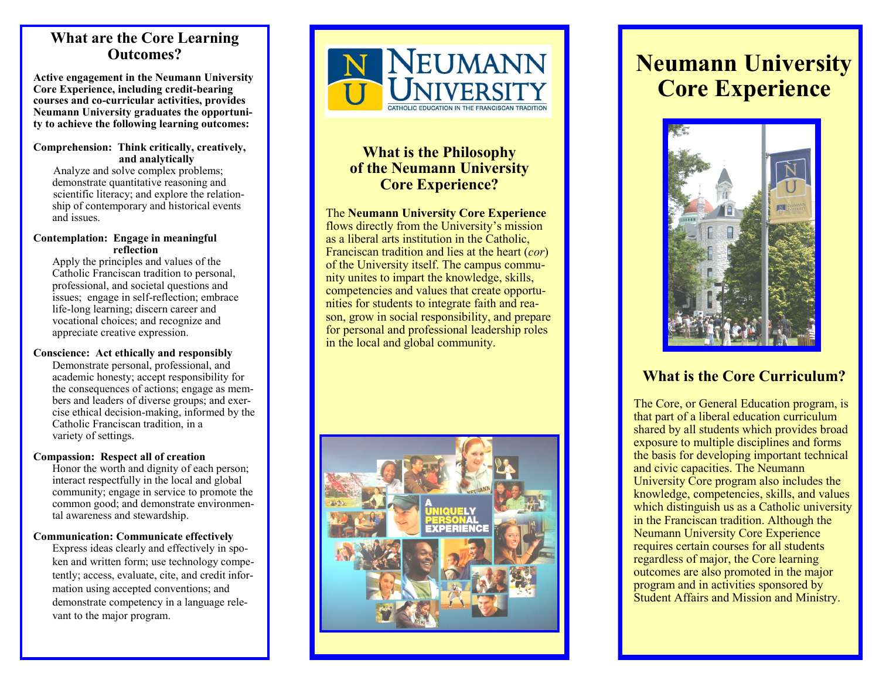## What are the Core Learning Outcomes?

**Active engagement in the Neumann University Core Experience, including credit-bearing courses and co-curricular activities, provides Neumann University graduates the opportunity to achieve the following learning outcomes:**

**Comprehension: Think critically, creatively, and analytically**
Analyze and solve complex problems; demonstrate quantitative reasoning and scientific literacy; and explore the relationship of contemporary and historical events and issues.

**Contemplation: Engage in meaningful reflection**
Apply the principles and values of the Catholic Franciscan tradition to personal, professional, and societal questions and issues; engage in self-reflection; embrace life-long learning; discern career and vocational choices; and recognize and appreciate creative expression.

**Conscience: Act ethically and responsibly**
Demonstrate personal, professional, and academic honesty; accept responsibility for the consequences of actions; engage as members and leaders of diverse groups; and exercise ethical decision-making, informed by the Catholic Franciscan tradition, in a variety of settings.

**Compassion: Respect all of creation**
Honor the worth and dignity of each person; interact respectfully in the local and global community; engage in service to promote the common good; and demonstrate environmental awareness and stewardship.

**Communication: Communicate effectively**
Express ideas clearly and effectively in spoken and written form; use technology competently; access, evaluate, cite, and credit information using accepted conventions; and demonstrate competency in a language relevant to the major program.

NEUMANN UNIVERSITY
CATHOLIC EDUCATION IN THE FRANCISCAN TRADITION

## What is the Philosophy of the Neumann University Core Experience?

The **Neumann University Core Experience** flows directly from the University's mission as a liberal arts institution in the Catholic, Franciscan tradition and lies at the heart (*cor*) of the University itself. The campus community unites to impart the knowledge, skills, competencies and values that create opportunities for students to integrate faith and reason, grow in social responsibility, and prepare for personal and professional leadership roles in the local and global community.

A UNIQUELY PERSONAL EXPERIENCE

# Neumann University Core Experience

## What is the Core Curriculum?

The Core, or General Education program, is that part of a liberal education curriculum shared by all students which provides broad exposure to multiple disciplines and forms the basis for developing important technical and civic capacities. The Neumann University Core program also includes the knowledge, competencies, skills, and values which distinguish us as a Catholic university in the Franciscan tradition. Although the Neumann University Core Experience requires certain courses for all students regardless of major, the Core learning outcomes are also promoted in the major program and in activities sponsored by Student Affairs and Mission and Ministry.